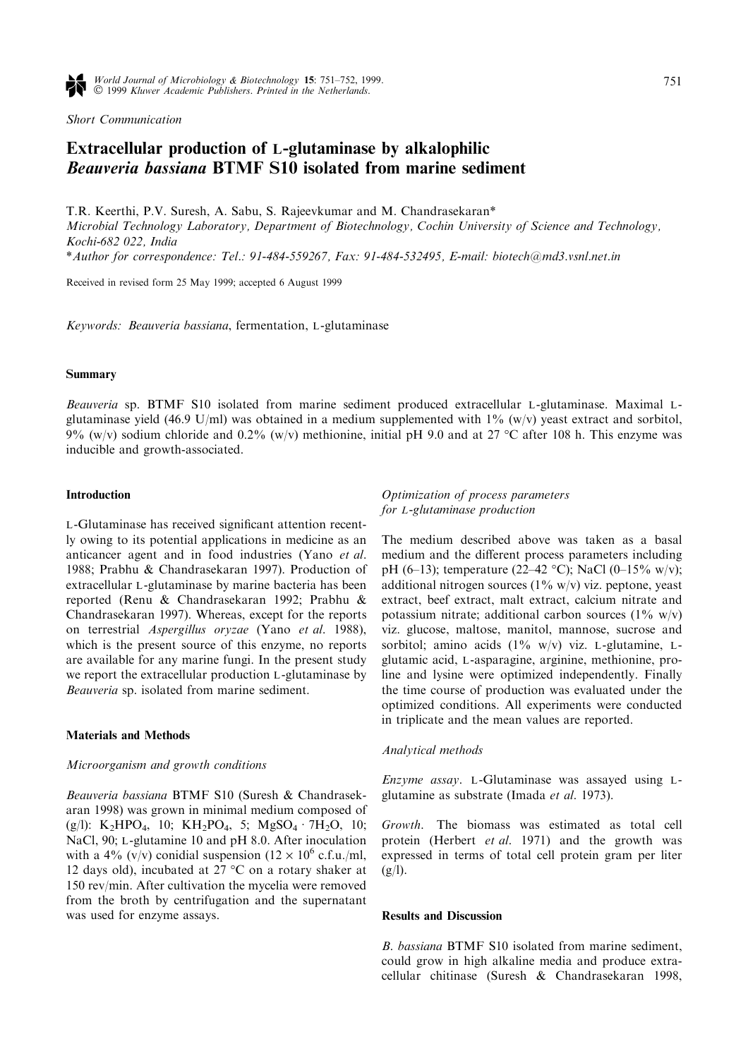*Short Communication*

# Extracellular production of L-glutaminase by alkalophilic *Beauveria bassiana* BTMF S10 isolated from marine sediment

T.R. Keerthi, P.V. Suresh, A. Sabu, S. Rajeevkumar and M. Chandrasekaran*

*Microbial Technology Laboratory, Department of Biotechnology, Cochin University of Science and Technology, Kochi-682 022, India*

*\*Author for correspondence: Tel.: 91-484-559267, Fax: 91-484-532495, E-mail: biotech@md3.vsnl.net.in*

Received in revised form 25 May 1999; accepted 6 August 1999

*Keywords:* *Beauveria bassiana*, fermentation, L-glutaminase

## Summary

*Beauveria* sp. BTMF S10 isolated from marine sediment produced extracellular L-glutaminase. Maximal L-glutaminase yield (46.9 U/ml) was obtained in a medium supplemented with 1% (w/v) yeast extract and sorbitol, 9% (w/v) sodium chloride and 0.2% (w/v) methionine, initial pH 9.0 and at 27 °C after 108 h. This enzyme was inducible and growth-associated.

## Introduction

L-Glutaminase has received significant attention recently owing to its potential applications in medicine as an anticancer agent and in food industries (Yano *et al.* 1988; Prabhu & Chandrasekaran 1997). Production of extracellular L-glutaminase by marine bacteria has been reported (Renu & Chandrasekaran 1992; Prabhu & Chandrasekaran 1997). Whereas, except for the reports on terrestrial *Aspergillus oryzae* (Yano *et al.* 1988), which is the present source of this enzyme, no reports are available for any marine fungi. In the present study we report the extracellular production L-glutaminase by *Beauveria* sp. isolated from marine sediment.

## Materials and Methods

### *Microorganism and growth conditions*

*Beauveria bassiana* BTMF S10 (Suresh & Chandrasekaran 1998) was grown in minimal medium composed of (g/l): $K_2HPO_4$, 10; $KH_2PO_4$, 5; $MgSO_4 \cdot 7H_2O$, 10; NaCl, 90; L-glutamine 10 and pH 8.0. After inoculation with a 4% (v/v) conidial suspension ($12 \times 10^6$ c.f.u./ml, 12 days old), incubated at 27 °C on a rotary shaker at 150 rev/min. After cultivation the mycelia were removed from the broth by centrifugation and the supernatant was used for enzyme assays.

### *Optimization of process parameters for L-glutaminase production*

The medium described above was taken as a basal medium and the different process parameters including pH (6–13); temperature (22–42 °C); NaCl (0–15% w/v); additional nitrogen sources (1% w/v) viz. peptone, yeast extract, beef extract, malt extract, calcium nitrate and potassium nitrate; additional carbon sources (1% w/v) viz. glucose, maltose, manitol, mannose, sucrose and sorbitol; amino acids (1% w/v) viz. L-glutamine, L-glutamic acid, L-asparagine, arginine, methionine, proline and lysine were optimized independently. Finally the time course of production was evaluated under the optimized conditions. All experiments were conducted in triplicate and the mean values are reported.

### *Analytical methods*

*Enzyme assay*. L-Glutaminase was assayed using L-glutamine as substrate (Imada *et al.* 1973).

*Growth*. The biomass was estimated as total cell protein (Herbert *et al.* 1971) and the growth was expressed in terms of total cell protein gram per liter (g/l).

## Results and Discussion

*B. bassiana* BTMF S10 isolated from marine sediment, could grow in high alkaline media and produce extracellular chitinase (Suresh & Chandrasekaran 1998,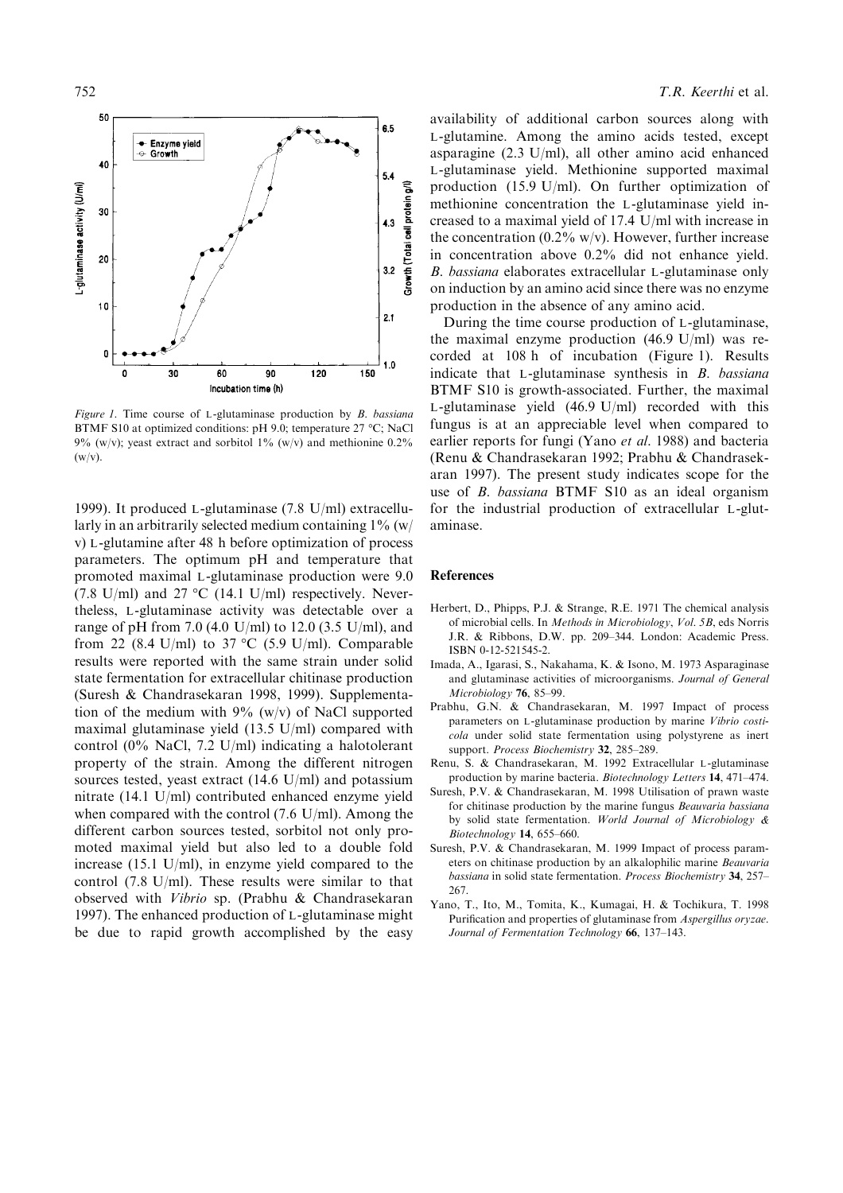50

Enzyme yield

Growth

40

30

20

10

0

L-glutaminase activity (U/ml)

6.5

5.4

4.3

3.2

2.1

1.0

Growth (Total cell protein g/l)

0 30 60 90 120 150

Incubation time (h)

*Figure 1.* Time course of L-glutaminase production by *B. bassiana* BTMF S10 at optimized conditions: pH 9.0; temperature 27 °C; NaCl 9% (w/v); yeast extract and sorbitol 1% (w/v) and methionine 0.2% (w/v).

1999). It produced L-glutaminase (7.8 U/ml) extracellularly in an arbitrarily selected medium containing 1% (w/v) L-glutamine after 48 h before optimization of process parameters. The optimum pH and temperature that promoted maximal L-glutaminase production were 9.0 (7.8 U/ml) and 27 °C (14.1 U/ml) respectively. Nevertheless, L-glutaminase activity was detectable over a range of pH from 7.0 (4.0 U/ml) to 12.0 (3.5 U/ml), and from 22 (8.4 U/ml) to 37 °C (5.9 U/ml). Comparable results were reported with the same strain under solid state fermentation for extracellular chitinase production (Suresh & Chandrasekaran 1998, 1999). Supplementation of the medium with 9% (w/v) of NaCl supported maximal glutaminase yield (13.5 U/ml) compared with control (0% NaCl, 7.2 U/ml) indicating a halotolerant property of the strain. Among the different nitrogen sources tested, yeast extract (14.6 U/ml) and potassium nitrate (14.1 U/ml) contributed enhanced enzyme yield when compared with the control (7.6 U/ml). Among the different carbon sources tested, sorbitol not only promoted maximal yield but also led to a double fold increase (15.1 U/ml), in enzyme yield compared to the control (7.8 U/ml). These results were similar to that observed with *Vibrio* sp. (Prabhu & Chandrasekaran 1997). The enhanced production of L-glutaminase might be due to rapid growth accomplished by the easy availability of additional carbon sources along with L-glutamine. Among the amino acids tested, except asparagine (2.3 U/ml), all other amino acid enhanced L-glutaminase yield. Methionine supported maximal production (15.9 U/ml). On further optimization of methionine concentration the L-glutaminase yield increased to a maximal yield of 17.4 U/ml with increase in the concentration (0.2% w/v). However, further increase in concentration above 0.2% did not enhance yield. *B. bassiana* elaborates extracellular L-glutaminase only on induction by an amino acid since there was no enzyme production in the absence of any amino acid.

During the time course production of L-glutaminase, the maximal enzyme production (46.9 U/ml) was recorded at 108 h of incubation (Figure 1). Results indicate that L-glutaminase synthesis in *B. bassiana* BTMF S10 is growth-associated. Further, the maximal L-glutaminase yield (46.9 U/ml) recorded with this fungus is at an appreciable level when compared to earlier reports for fungi (Yano *et al.* 1988) and bacteria (Renu & Chandrasekaran 1992; Prabhu & Chandrasekaran 1997). The present study indicates scope for the use of *B. bassiana* BTMF S10 as an ideal organism for the industrial production of extracellular L-glutaminase.

## References

Herbert, D., Phipps, P.J. & Strange, R.E. 1971 The chemical analysis of microbial cells. In *Methods in Microbiology*, *Vol. 5B*, eds Norris J.R. & Ribbons, D.W. pp. 209–344. London: Academic Press. ISBN 0-12-521545-2.

Imada, A., Igarasi, S., Nakahama, K. & Isono, M. 1973 Asparaginase and glutaminase activities of microorganisms. *Journal of General Microbiology* **76**, 85–99.

Prabhu, G.N. & Chandrasekaran, M. 1997 Impact of process parameters on L-glutaminase production by marine *Vibrio costicola* under solid state fermentation using polystyrene as inert support. *Process Biochemistry* **32**, 285–289.

Renu, S. & Chandrasekaran, M. 1992 Extracellular L-glutaminase production by marine bacteria. *Biotechnology Letters* **14**, 471–474.

Suresh, P.V. & Chandrasekaran, M. 1998 Utilisation of prawn waste for chitinase production by the marine fungus *Beauvaria bassiana* by solid state fermentation. *World Journal of Microbiology & Biotechnology* **14**, 655–660.

Suresh, P.V. & Chandrasekaran, M. 1999 Impact of process parameters on chitinase production by an alkalophilic marine *Beauvaria bassiana* in solid state fermentation. *Process Biochemistry* **34**, 257–267.

Yano, T., Ito, M., Tomita, K., Kumagai, H. & Tochikura, T. 1998 Purification and properties of glutaminase from *Aspergillus oryzae*. *Journal of Fermentation Technology* **66**, 137–143.